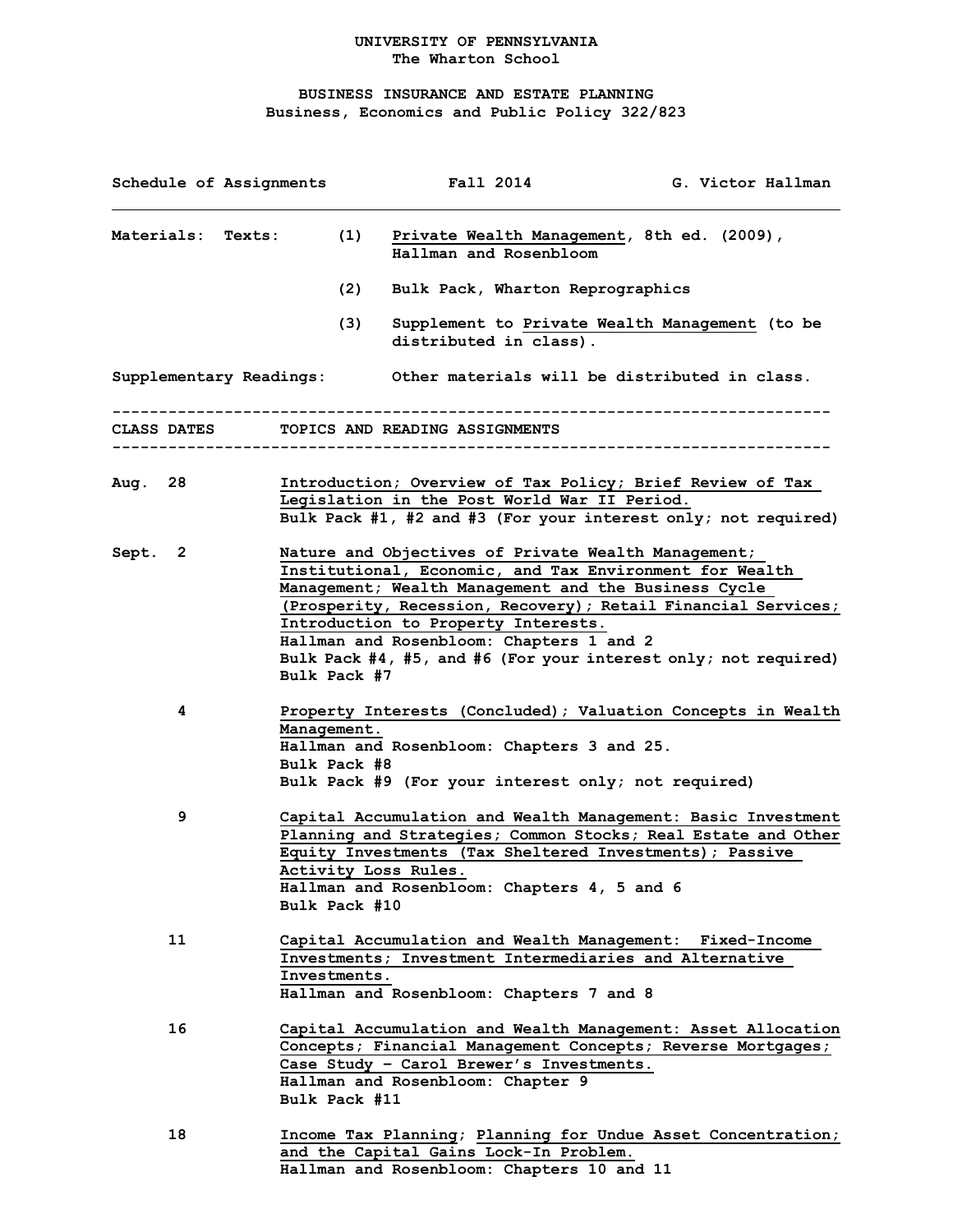# UNIVERSITY OF PENNSYLVANIA
## The Wharton School

## BUSINESS INSURANCE AND ESTATE PLANNING
### Business, Economics and Public Policy 322/823

**Schedule of Assignments** — **Fall 2014** — **G. Victor Hallman**

---

**Materials: Texts:**

(1) Private Wealth Management, 8th ed. (2009), Hallman and Rosenbloom

(2) Bulk Pack, Wharton Reprographics

(3) Supplement to Private Wealth Management (to be distributed in class).

**Supplementary Readings:** Other materials will be distributed in class.

| CLASS DATES | TOPICS AND READING ASSIGNMENTS |
|---|---|
| Aug. 28 | Introduction; Overview of Tax Policy; Brief Review of Tax Legislation in the Post World War II Period.<br>Bulk Pack #1, #2 and #3 (For your interest only; not required) |
| Sept. 2 | Nature and Objectives of Private Wealth Management; Institutional, Economic, and Tax Environment for Wealth Management; Wealth Management and the Business Cycle (Prosperity, Recession, Recovery); Retail Financial Services; Introduction to Property Interests.<br>Hallman and Rosenbloom: Chapters 1 and 2<br>Bulk Pack #4, #5, and #6 (For your interest only; not required)<br>Bulk Pack #7 |
| 4 | Property Interests (Concluded); Valuation Concepts in Wealth Management.<br>Hallman and Rosenbloom: Chapters 3 and 25.<br>Bulk Pack #8<br>Bulk Pack #9 (For your interest only; not required) |
| 9 | Capital Accumulation and Wealth Management: Basic Investment Planning and Strategies; Common Stocks; Real Estate and Other Equity Investments (Tax Sheltered Investments); Passive Activity Loss Rules.<br>Hallman and Rosenbloom: Chapters 4, 5 and 6<br>Bulk Pack #10 |
| 11 | Capital Accumulation and Wealth Management: Fixed-Income Investments; Investment Intermediaries and Alternative Investments.<br>Hallman and Rosenbloom: Chapters 7 and 8 |
| 16 | Capital Accumulation and Wealth Management: Asset Allocation Concepts; Financial Management Concepts; Reverse Mortgages; Case Study – Carol Brewer's Investments.<br>Hallman and Rosenbloom: Chapter 9<br>Bulk Pack #11 |
| 18 | Income Tax Planning; Planning for Undue Asset Concentration; and the Capital Gains Lock-In Problem.<br>Hallman and Rosenbloom: Chapters 10 and 11 |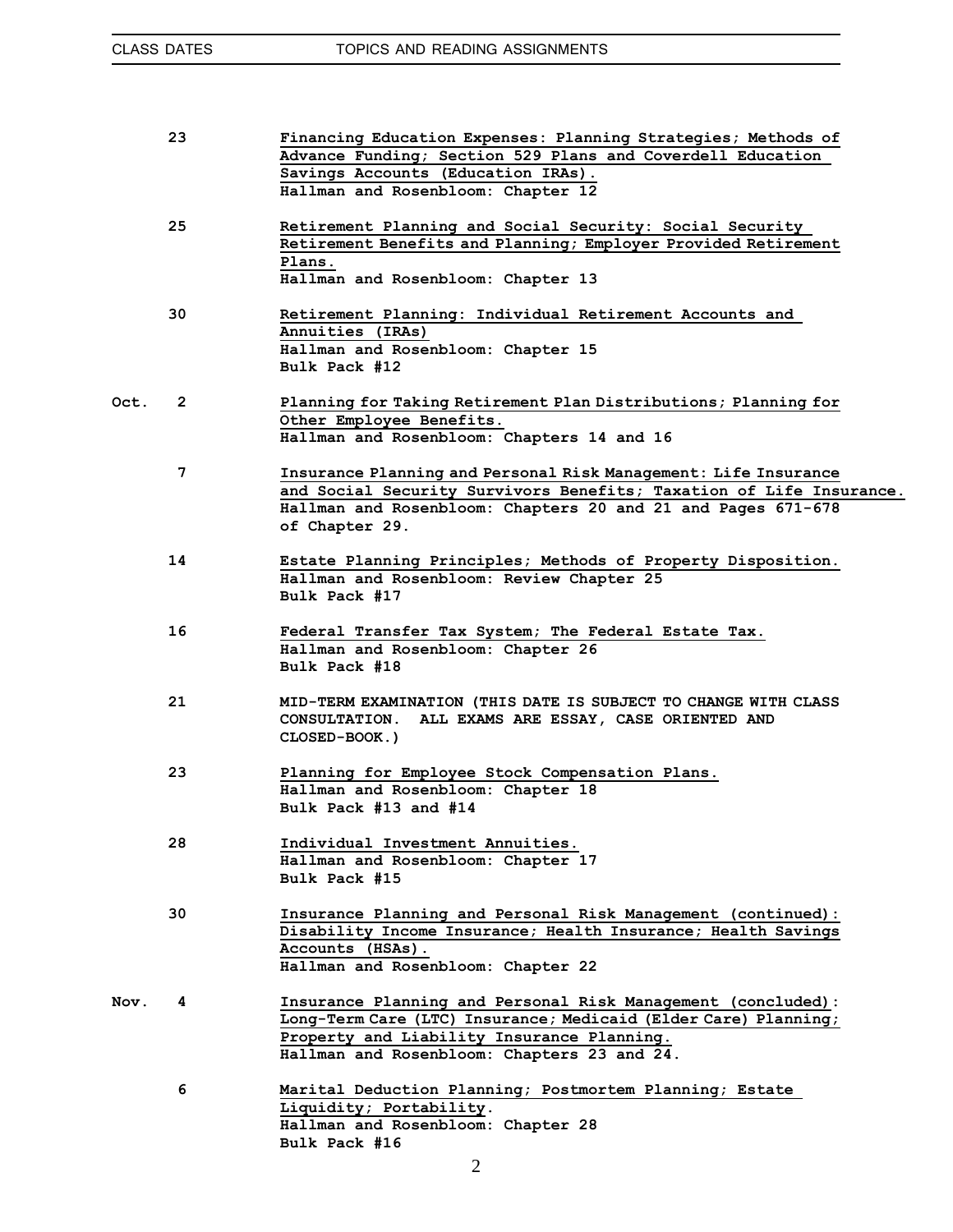| CLASS DATES | TOPICS AND READING ASSIGNMENTS |
|---|---|
| 23 | <u>Financing Education Expenses: Planning Strategies; Methods of Advance Funding; Section 529 Plans and Coverdell Education Savings Accounts (Education IRAs).</u><br>Hallman and Rosenbloom: Chapter 12 |
| 25 | <u>Retirement Planning and Social Security: Social Security Retirement Benefits and Planning; Employer Provided Retirement Plans.</u><br>Hallman and Rosenbloom: Chapter 13 |
| 30 | <u>Retirement Planning: Individual Retirement Accounts and Annuities (IRAs)</u><br>Hallman and Rosenbloom: Chapter 15<br>Bulk Pack #12 |
| Oct. 2 | <u>Planning for Taking Retirement Plan Distributions; Planning for Other Employee Benefits.</u><br>Hallman and Rosenbloom: Chapters 14 and 16 |
| 7 | <u>Insurance Planning and Personal Risk Management: Life Insurance and Social Security Survivors Benefits; Taxation of Life Insurance.</u><br>Hallman and Rosenbloom: Chapters 20 and 21 and Pages 671-678 of Chapter 29. |
| 14 | <u>Estate Planning Principles; Methods of Property Disposition.</u><br>Hallman and Rosenbloom: Review Chapter 25<br>Bulk Pack #17 |
| 16 | <u>Federal Transfer Tax System; The Federal Estate Tax.</u><br>Hallman and Rosenbloom: Chapter 26<br>Bulk Pack #18 |
| 21 | MID-TERM EXAMINATION (THIS DATE IS SUBJECT TO CHANGE WITH CLASS CONSULTATION. ALL EXAMS ARE ESSAY, CASE ORIENTED AND CLOSED-BOOK.) |
| 23 | <u>Planning for Employee Stock Compensation Plans.</u><br>Hallman and Rosenbloom: Chapter 18<br>Bulk Pack #13 and #14 |
| 28 | <u>Individual Investment Annuities.</u><br>Hallman and Rosenbloom: Chapter 17<br>Bulk Pack #15 |
| 30 | <u>Insurance Planning and Personal Risk Management (continued): Disability Income Insurance; Health Insurance; Health Savings Accounts (HSAs).</u><br>Hallman and Rosenbloom: Chapter 22 |
| Nov. 4 | <u>Insurance Planning and Personal Risk Management (concluded): Long-Term Care (LTC) Insurance; Medicaid (Elder Care) Planning; Property and Liability Insurance Planning.</u><br>Hallman and Rosenbloom: Chapters 23 and 24. |
| 6 | <u>Marital Deduction Planning; Postmortem Planning; Estate Liquidity; Portability.</u><br>Hallman and Rosenbloom: Chapter 28<br>Bulk Pack #16 |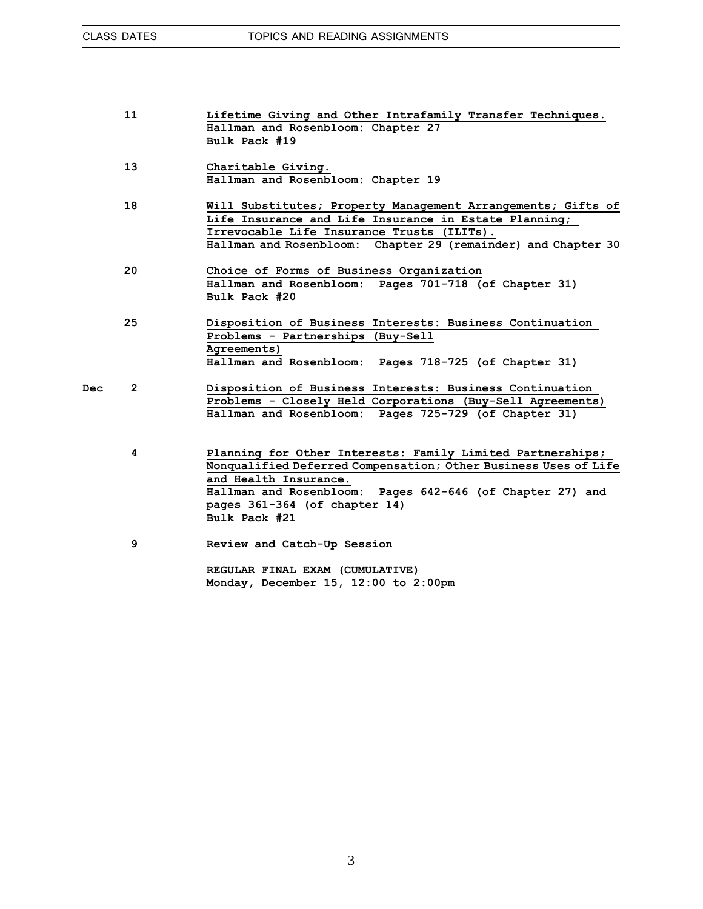| CLASS DATES | TOPICS AND READING ASSIGNMENTS |
| --- | --- |
| 11 | Lifetime Giving and Other Intrafamily Transfer Techniques.<br>Hallman and Rosenbloom: Chapter 27<br>Bulk Pack #19 |
| 13 | Charitable Giving.<br>Hallman and Rosenbloom: Chapter 19 |
| 18 | Will Substitutes; Property Management Arrangements; Gifts of Life Insurance and Life Insurance in Estate Planning; Irrevocable Life Insurance Trusts (ILITs).<br>Hallman and Rosenbloom: Chapter 29 (remainder) and Chapter 30 |
| 20 | Choice of Forms of Business Organization<br>Hallman and Rosenbloom: Pages 701-718 (of Chapter 31)<br>Bulk Pack #20 |
| 25 | Disposition of Business Interests: Business Continuation Problems - Partnerships (Buy-Sell Agreements)<br>Hallman and Rosenbloom: Pages 718-725 (of Chapter 31) |
| Dec 2 | Disposition of Business Interests: Business Continuation Problems - Closely Held Corporations (Buy-Sell Agreements)<br>Hallman and Rosenbloom: Pages 725-729 (of Chapter 31) |
| 4 | Planning for Other Interests: Family Limited Partnerships; Nonqualified Deferred Compensation; Other Business Uses of Life and Health Insurance.<br>Hallman and Rosenbloom: Pages 642-646 (of Chapter 27) and pages 361-364 (of chapter 14)<br>Bulk Pack #21 |
| 9 | Review and Catch-Up Session |
| | REGULAR FINAL EXAM (CUMULATIVE)<br>Monday, December 15, 12:00 to 2:00pm |